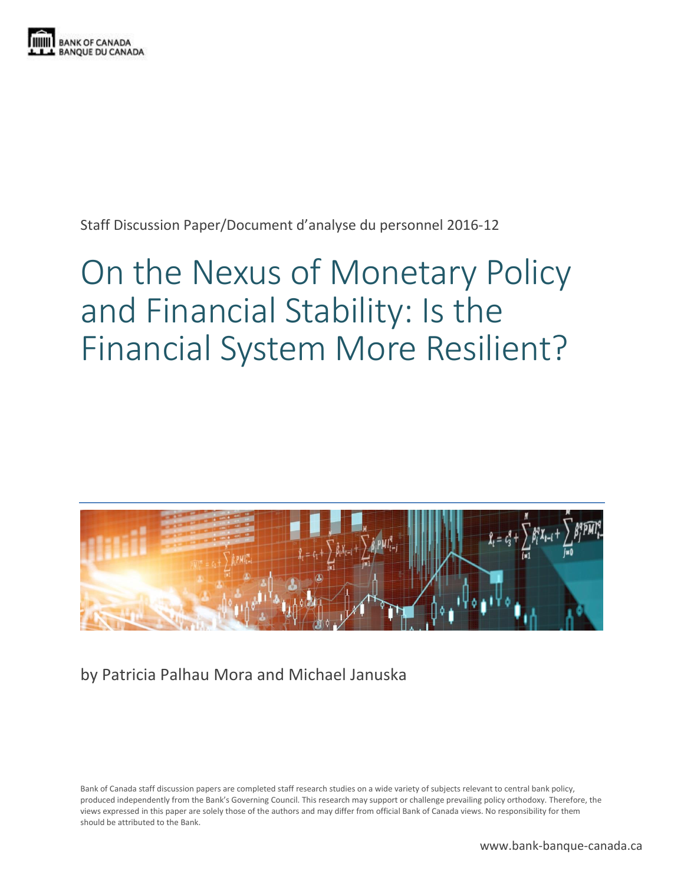BANK OF CANADA
BANQUE DU CANADA

Staff Discussion Paper/Document d'analyse du personnel 2016-12

# On the Nexus of Monetary Policy and Financial Stability: Is the Financial System More Resilient?

by Patricia Palhau Mora and Michael Januska

Bank of Canada staff discussion papers are completed staff research studies on a wide variety of subjects relevant to central bank policy, produced independently from the Bank's Governing Council. This research may support or challenge prevailing policy orthodoxy. Therefore, the views expressed in this paper are solely those of the authors and may differ from official Bank of Canada views. No responsibility for them should be attributed to the Bank.

www.bank-banque-canada.ca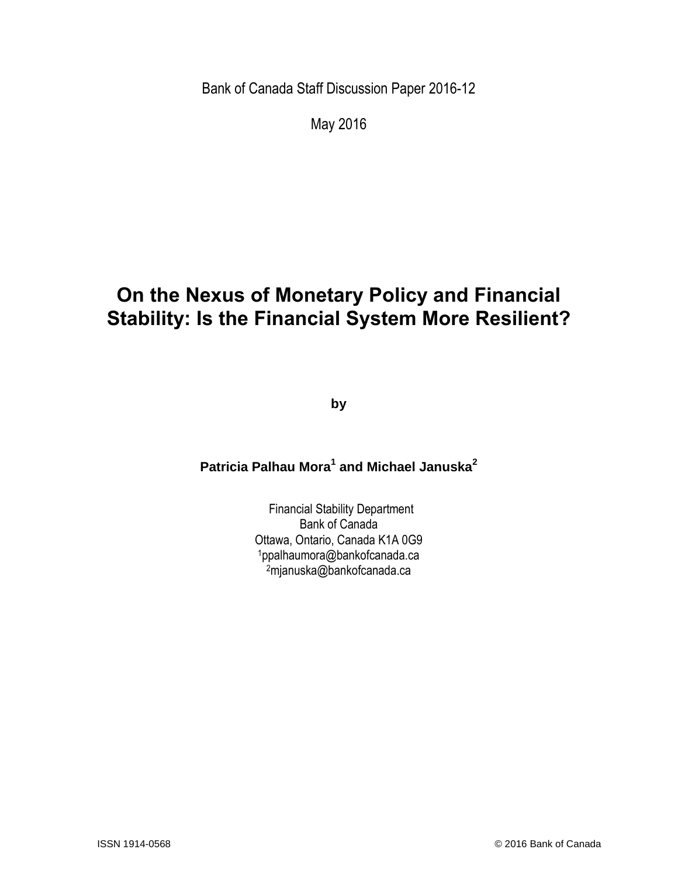Bank of Canada Staff Discussion Paper 2016-12

May 2016

# On the Nexus of Monetary Policy and Financial Stability: Is the Financial System More Resilient?

by

**Patricia Palhau Mora[1] and Michael Januska[2]**

Financial Stability Department
Bank of Canada
Ottawa, Ontario, Canada K1A 0G9
[1]ppalhaumora@bankofcanada.ca
[2]mjanuska@bankofcanada.ca

ISSN 1914-0568 © 2016 Bank of Canada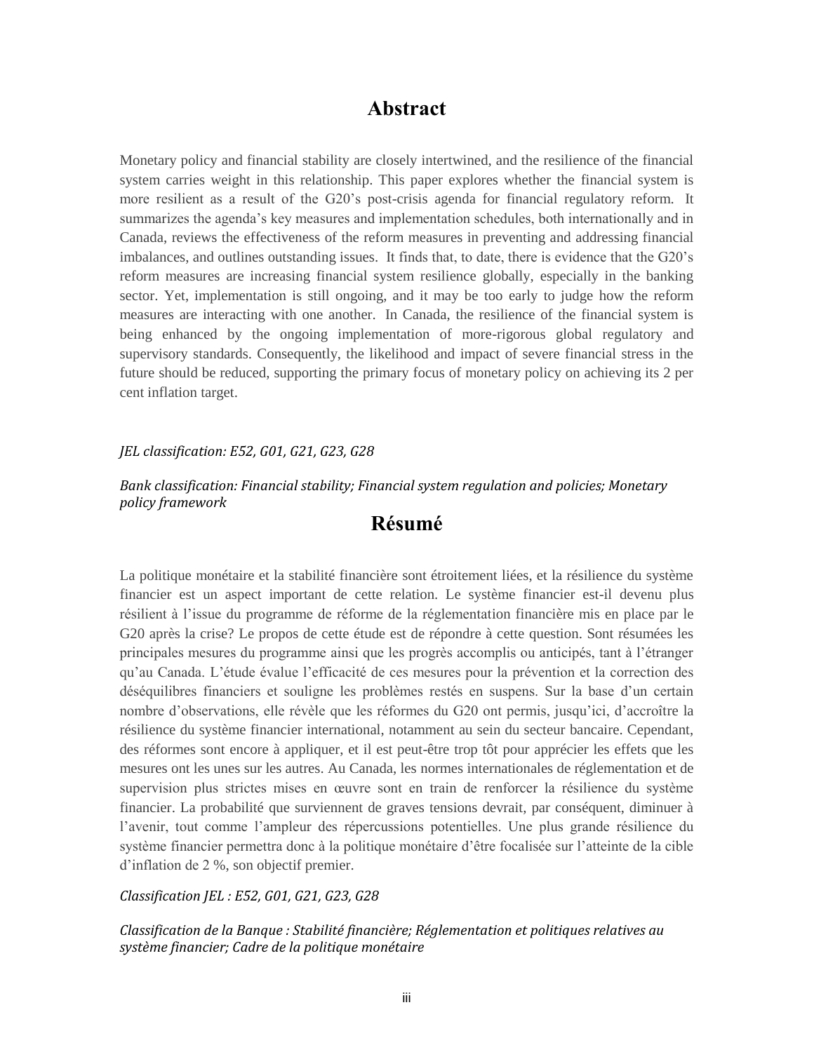# Abstract

Monetary policy and financial stability are closely intertwined, and the resilience of the financial system carries weight in this relationship. This paper explores whether the financial system is more resilient as a result of the G20's post-crisis agenda for financial regulatory reform. It summarizes the agenda's key measures and implementation schedules, both internationally and in Canada, reviews the effectiveness of the reform measures in preventing and addressing financial imbalances, and outlines outstanding issues. It finds that, to date, there is evidence that the G20's reform measures are increasing financial system resilience globally, especially in the banking sector. Yet, implementation is still ongoing, and it may be too early to judge how the reform measures are interacting with one another. In Canada, the resilience of the financial system is being enhanced by the ongoing implementation of more-rigorous global regulatory and supervisory standards. Consequently, the likelihood and impact of severe financial stress in the future should be reduced, supporting the primary focus of monetary policy on achieving its 2 per cent inflation target.

*JEL classification: E52, G01, G21, G23, G28*

*Bank classification: Financial stability; Financial system regulation and policies; Monetary policy framework*

# Résumé

La politique monétaire et la stabilité financière sont étroitement liées, et la résilience du système financier est un aspect important de cette relation. Le système financier est-il devenu plus résilient à l'issue du programme de réforme de la réglementation financière mis en place par le G20 après la crise? Le propos de cette étude est de répondre à cette question. Sont résumées les principales mesures du programme ainsi que les progrès accomplis ou anticipés, tant à l'étranger qu'au Canada. L'étude évalue l'efficacité de ces mesures pour la prévention et la correction des déséquilibres financiers et souligne les problèmes restés en suspens. Sur la base d'un certain nombre d'observations, elle révèle que les réformes du G20 ont permis, jusqu'ici, d'accroître la résilience du système financier international, notamment au sein du secteur bancaire. Cependant, des réformes sont encore à appliquer, et il est peut-être trop tôt pour apprécier les effets que les mesures ont les unes sur les autres. Au Canada, les normes internationales de réglementation et de supervision plus strictes mises en œuvre sont en train de renforcer la résilience du système financier. La probabilité que surviennent de graves tensions devrait, par conséquent, diminuer à l'avenir, tout comme l'ampleur des répercussions potentielles. Une plus grande résilience du système financier permettra donc à la politique monétaire d'être focalisée sur l'atteinte de la cible d'inflation de 2 %, son objectif premier.

*Classification JEL : E52, G01, G21, G23, G28*

*Classification de la Banque : Stabilité financière; Réglementation et politiques relatives au système financier; Cadre de la politique monétaire*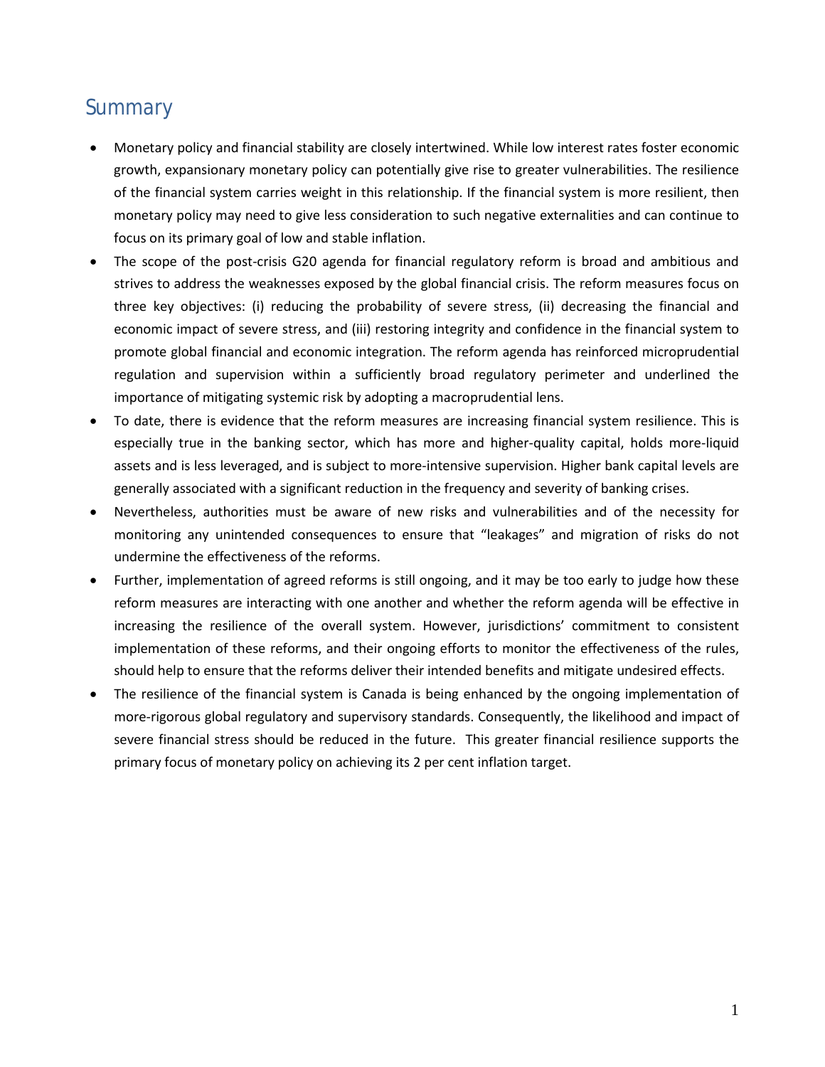## Summary

- Monetary policy and financial stability are closely intertwined. While low interest rates foster economic growth, expansionary monetary policy can potentially give rise to greater vulnerabilities. The resilience of the financial system carries weight in this relationship. If the financial system is more resilient, then monetary policy may need to give less consideration to such negative externalities and can continue to focus on its primary goal of low and stable inflation.
- The scope of the post-crisis G20 agenda for financial regulatory reform is broad and ambitious and strives to address the weaknesses exposed by the global financial crisis. The reform measures focus on three key objectives: (i) reducing the probability of severe stress, (ii) decreasing the financial and economic impact of severe stress, and (iii) restoring integrity and confidence in the financial system to promote global financial and economic integration. The reform agenda has reinforced microprudential regulation and supervision within a sufficiently broad regulatory perimeter and underlined the importance of mitigating systemic risk by adopting a macroprudential lens.
- To date, there is evidence that the reform measures are increasing financial system resilience. This is especially true in the banking sector, which has more and higher-quality capital, holds more-liquid assets and is less leveraged, and is subject to more-intensive supervision. Higher bank capital levels are generally associated with a significant reduction in the frequency and severity of banking crises.
- Nevertheless, authorities must be aware of new risks and vulnerabilities and of the necessity for monitoring any unintended consequences to ensure that "leakages" and migration of risks do not undermine the effectiveness of the reforms.
- Further, implementation of agreed reforms is still ongoing, and it may be too early to judge how these reform measures are interacting with one another and whether the reform agenda will be effective in increasing the resilience of the overall system. However, jurisdictions' commitment to consistent implementation of these reforms, and their ongoing efforts to monitor the effectiveness of the rules, should help to ensure that the reforms deliver their intended benefits and mitigate undesired effects.
- The resilience of the financial system is Canada is being enhanced by the ongoing implementation of more-rigorous global regulatory and supervisory standards. Consequently, the likelihood and impact of severe financial stress should be reduced in the future. This greater financial resilience supports the primary focus of monetary policy on achieving its 2 per cent inflation target.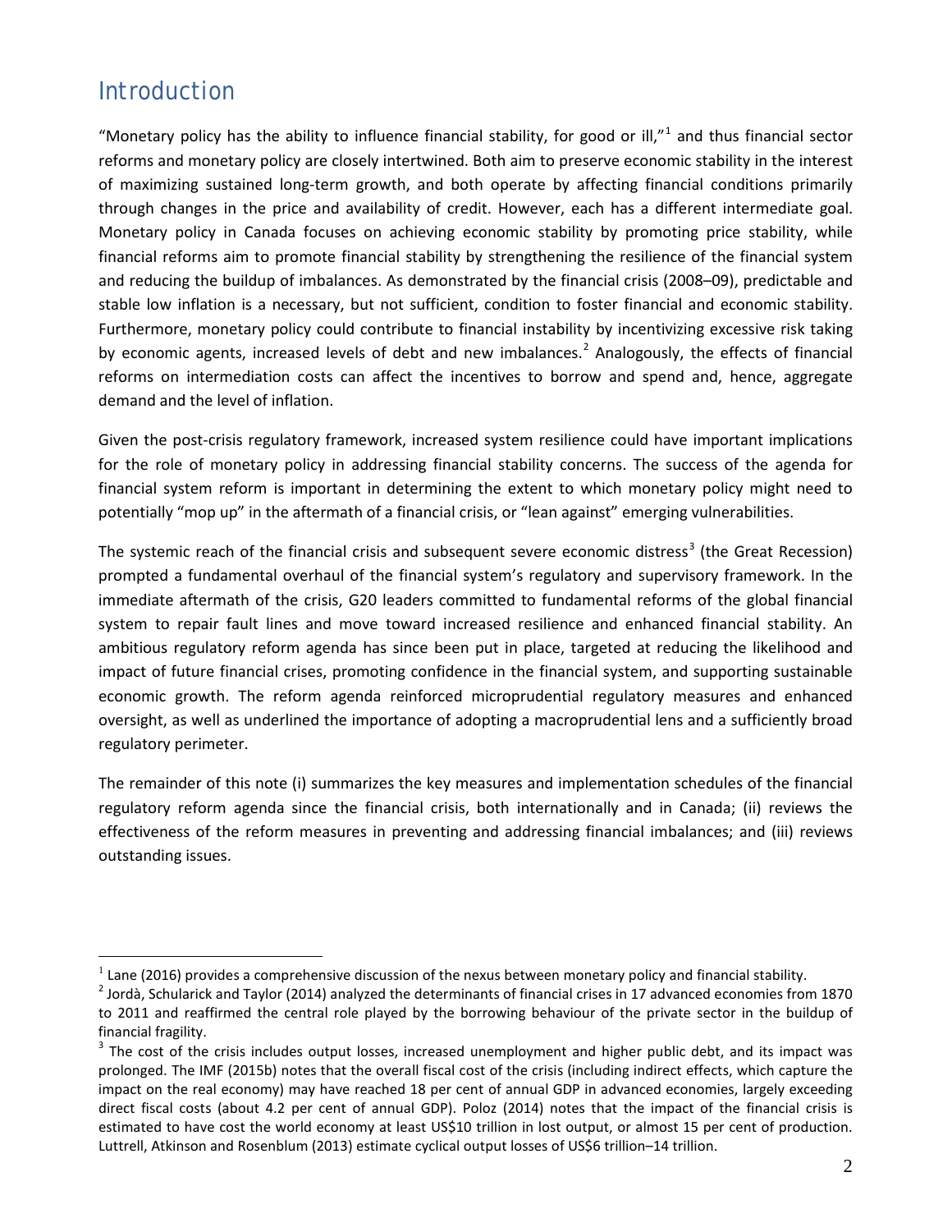# Introduction

"Monetary policy has the ability to influence financial stability, for good or ill,"[1] and thus financial sector reforms and monetary policy are closely intertwined. Both aim to preserve economic stability in the interest of maximizing sustained long-term growth, and both operate by affecting financial conditions primarily through changes in the price and availability of credit. However, each has a different intermediate goal. Monetary policy in Canada focuses on achieving economic stability by promoting price stability, while financial reforms aim to promote financial stability by strengthening the resilience of the financial system and reducing the buildup of imbalances. As demonstrated by the financial crisis (2008–09), predictable and stable low inflation is a necessary, but not sufficient, condition to foster financial and economic stability. Furthermore, monetary policy could contribute to financial instability by incentivizing excessive risk taking by economic agents, increased levels of debt and new imbalances.[2] Analogously, the effects of financial reforms on intermediation costs can affect the incentives to borrow and spend and, hence, aggregate demand and the level of inflation.

Given the post-crisis regulatory framework, increased system resilience could have important implications for the role of monetary policy in addressing financial stability concerns. The success of the agenda for financial system reform is important in determining the extent to which monetary policy might need to potentially "mop up" in the aftermath of a financial crisis, or "lean against" emerging vulnerabilities.

The systemic reach of the financial crisis and subsequent severe economic distress[3] (the Great Recession) prompted a fundamental overhaul of the financial system's regulatory and supervisory framework. In the immediate aftermath of the crisis, G20 leaders committed to fundamental reforms of the global financial system to repair fault lines and move toward increased resilience and enhanced financial stability. An ambitious regulatory reform agenda has since been put in place, targeted at reducing the likelihood and impact of future financial crises, promoting confidence in the financial system, and supporting sustainable economic growth. The reform agenda reinforced microprudential regulatory measures and enhanced oversight, as well as underlined the importance of adopting a macroprudential lens and a sufficiently broad regulatory perimeter.

The remainder of this note (i) summarizes the key measures and implementation schedules of the financial regulatory reform agenda since the financial crisis, both internationally and in Canada; (ii) reviews the effectiveness of the reform measures in preventing and addressing financial imbalances; and (iii) reviews outstanding issues.

---

[1] Lane (2016) provides a comprehensive discussion of the nexus between monetary policy and financial stability.

[2] Jordà, Schularick and Taylor (2014) analyzed the determinants of financial crises in 17 advanced economies from 1870 to 2011 and reaffirmed the central role played by the borrowing behaviour of the private sector in the buildup of financial fragility.

[3] The cost of the crisis includes output losses, increased unemployment and higher public debt, and its impact was prolonged. The IMF (2015b) notes that the overall fiscal cost of the crisis (including indirect effects, which capture the impact on the real economy) may have reached 18 per cent of annual GDP in advanced economies, largely exceeding direct fiscal costs (about 4.2 per cent of annual GDP). Poloz (2014) notes that the impact of the financial crisis is estimated to have cost the world economy at least US$10 trillion in lost output, or almost 15 per cent of production. Luttrell, Atkinson and Rosenblum (2013) estimate cyclical output losses of US$6 trillion–14 trillion.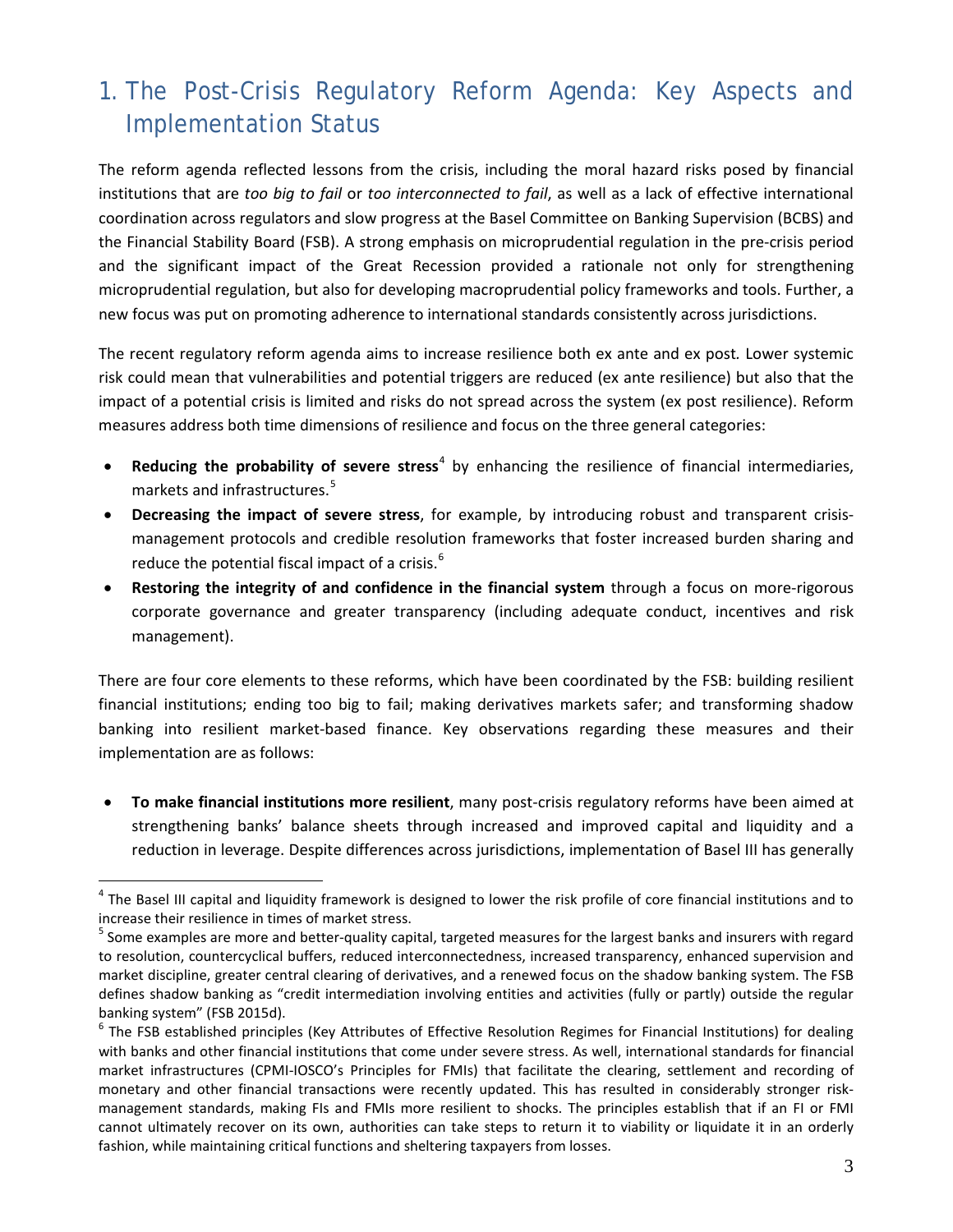# 1. The Post-Crisis Regulatory Reform Agenda: Key Aspects and Implementation Status

The reform agenda reflected lessons from the crisis, including the moral hazard risks posed by financial institutions that are *too big to fail* or *too interconnected to fail*, as well as a lack of effective international coordination across regulators and slow progress at the Basel Committee on Banking Supervision (BCBS) and the Financial Stability Board (FSB). A strong emphasis on microprudential regulation in the pre-crisis period and the significant impact of the Great Recession provided a rationale not only for strengthening microprudential regulation, but also for developing macroprudential policy frameworks and tools. Further, a new focus was put on promoting adherence to international standards consistently across jurisdictions.

The recent regulatory reform agenda aims to increase resilience both ex ante and ex post. Lower systemic risk could mean that vulnerabilities and potential triggers are reduced (ex ante resilience) but also that the impact of a potential crisis is limited and risks do not spread across the system (ex post resilience). Reform measures address both time dimensions of resilience and focus on the three general categories:

- **Reducing the probability of severe stress**[4] by enhancing the resilience of financial intermediaries, markets and infrastructures.[5]
- **Decreasing the impact of severe stress**, for example, by introducing robust and transparent crisis-management protocols and credible resolution frameworks that foster increased burden sharing and reduce the potential fiscal impact of a crisis.[6]
- **Restoring the integrity of and confidence in the financial system** through a focus on more-rigorous corporate governance and greater transparency (including adequate conduct, incentives and risk management).

There are four core elements to these reforms, which have been coordinated by the FSB: building resilient financial institutions; ending too big to fail; making derivatives markets safer; and transforming shadow banking into resilient market-based finance. Key observations regarding these measures and their implementation are as follows:

- **To make financial institutions more resilient**, many post-crisis regulatory reforms have been aimed at strengthening banks' balance sheets through increased and improved capital and liquidity and a reduction in leverage. Despite differences across jurisdictions, implementation of Basel III has generally

---

[4] The Basel III capital and liquidity framework is designed to lower the risk profile of core financial institutions and to increase their resilience in times of market stress.

[5] Some examples are more and better-quality capital, targeted measures for the largest banks and insurers with regard to resolution, countercyclical buffers, reduced interconnectedness, increased transparency, enhanced supervision and market discipline, greater central clearing of derivatives, and a renewed focus on the shadow banking system. The FSB defines shadow banking as "credit intermediation involving entities and activities (fully or partly) outside the regular banking system" (FSB 2015d).

[6] The FSB established principles (Key Attributes of Effective Resolution Regimes for Financial Institutions) for dealing with banks and other financial institutions that come under severe stress. As well, international standards for financial market infrastructures (CPMI-IOSCO's Principles for FMIs) that facilitate the clearing, settlement and recording of monetary and other financial transactions were recently updated. This has resulted in considerably stronger risk-management standards, making FIs and FMIs more resilient to shocks. The principles establish that if an FI or FMI cannot ultimately recover on its own, authorities can take steps to return it to viability or liquidate it in an orderly fashion, while maintaining critical functions and sheltering taxpayers from losses.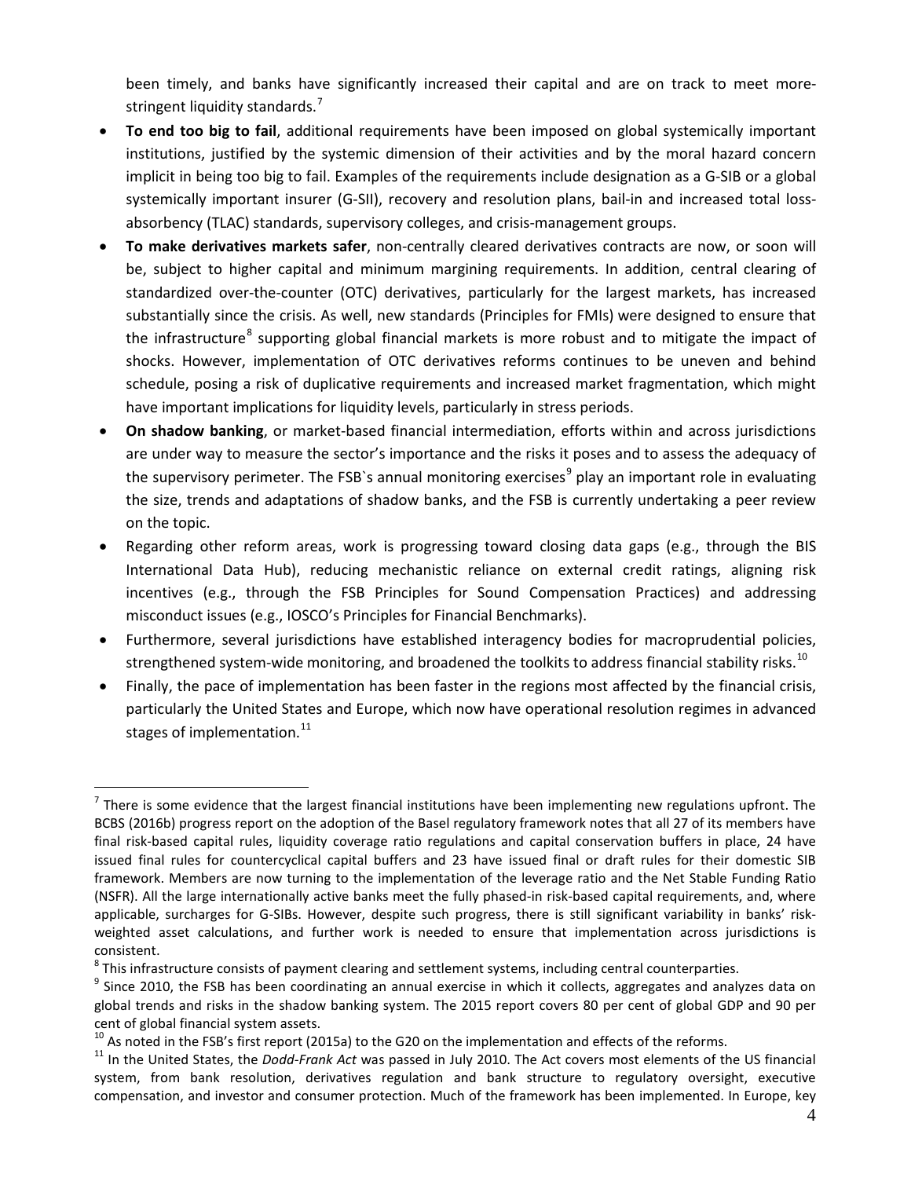been timely, and banks have significantly increased their capital and are on track to meet more-stringent liquidity standards.[7]

- **To end too big to fail**, additional requirements have been imposed on global systemically important institutions, justified by the systemic dimension of their activities and by the moral hazard concern implicit in being too big to fail. Examples of the requirements include designation as a G-SIB or a global systemically important insurer (G-SII), recovery and resolution plans, bail-in and increased total loss-absorbency (TLAC) standards, supervisory colleges, and crisis-management groups.
- **To make derivatives markets safer**, non-centrally cleared derivatives contracts are now, or soon will be, subject to higher capital and minimum margining requirements. In addition, central clearing of standardized over-the-counter (OTC) derivatives, particularly for the largest markets, has increased substantially since the crisis. As well, new standards (Principles for FMIs) were designed to ensure that the infrastructure[8] supporting global financial markets is more robust and to mitigate the impact of shocks. However, implementation of OTC derivatives reforms continues to be uneven and behind schedule, posing a risk of duplicative requirements and increased market fragmentation, which might have important implications for liquidity levels, particularly in stress periods.
- **On shadow banking**, or market-based financial intermediation, efforts within and across jurisdictions are under way to measure the sector's importance and the risks it poses and to assess the adequacy of the supervisory perimeter. The FSB`s annual monitoring exercises[9] play an important role in evaluating the size, trends and adaptations of shadow banks, and the FSB is currently undertaking a peer review on the topic.
- Regarding other reform areas, work is progressing toward closing data gaps (e.g., through the BIS International Data Hub), reducing mechanistic reliance on external credit ratings, aligning risk incentives (e.g., through the FSB Principles for Sound Compensation Practices) and addressing misconduct issues (e.g., IOSCO's Principles for Financial Benchmarks).
- Furthermore, several jurisdictions have established interagency bodies for macroprudential policies, strengthened system-wide monitoring, and broadened the toolkits to address financial stability risks.[10]
- Finally, the pace of implementation has been faster in the regions most affected by the financial crisis, particularly the United States and Europe, which now have operational resolution regimes in advanced stages of implementation.[11]

---

[7] There is some evidence that the largest financial institutions have been implementing new regulations upfront. The BCBS (2016b) progress report on the adoption of the Basel regulatory framework notes that all 27 of its members have final risk-based capital rules, liquidity coverage ratio regulations and capital conservation buffers in place, 24 have issued final rules for countercyclical capital buffers and 23 have issued final or draft rules for their domestic SIB framework. Members are now turning to the implementation of the leverage ratio and the Net Stable Funding Ratio (NSFR). All the large internationally active banks meet the fully phased-in risk-based capital requirements, and, where applicable, surcharges for G-SIBs. However, despite such progress, there is still significant variability in banks' risk-weighted asset calculations, and further work is needed to ensure that implementation across jurisdictions is consistent.

[8] This infrastructure consists of payment clearing and settlement systems, including central counterparties.

[9] Since 2010, the FSB has been coordinating an annual exercise in which it collects, aggregates and analyzes data on global trends and risks in the shadow banking system. The 2015 report covers 80 per cent of global GDP and 90 per cent of global financial system assets.

[10] As noted in the FSB's first report (2015a) to the G20 on the implementation and effects of the reforms.

[11] In the United States, the *Dodd-Frank Act* was passed in July 2010. The Act covers most elements of the US financial system, from bank resolution, derivatives regulation and bank structure to regulatory oversight, executive compensation, and investor and consumer protection. Much of the framework has been implemented. In Europe, key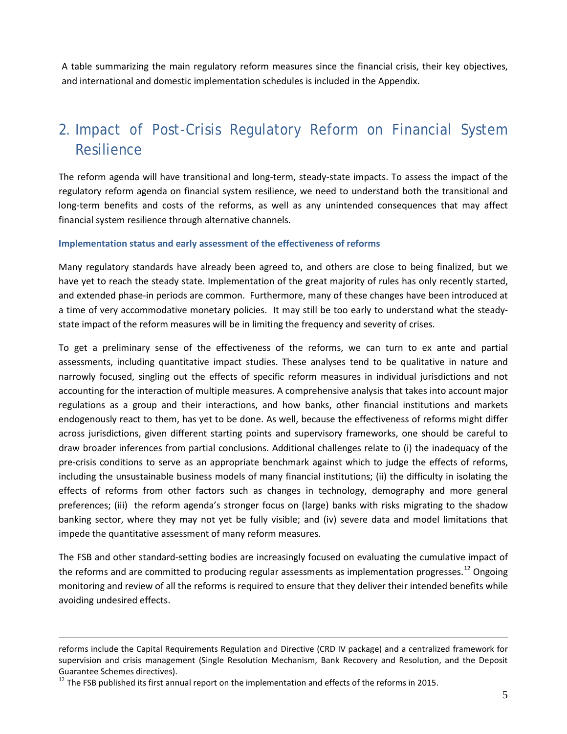A table summarizing the main regulatory reform measures since the financial crisis, their key objectives, and international and domestic implementation schedules is included in the Appendix.

## 2. Impact of Post-Crisis Regulatory Reform on Financial System Resilience

The reform agenda will have transitional and long-term, steady-state impacts. To assess the impact of the regulatory reform agenda on financial system resilience, we need to understand both the transitional and long-term benefits and costs of the reforms, as well as any unintended consequences that may affect financial system resilience through alternative channels.

### Implementation status and early assessment of the effectiveness of reforms

Many regulatory standards have already been agreed to, and others are close to being finalized, but we have yet to reach the steady state. Implementation of the great majority of rules has only recently started, and extended phase-in periods are common. Furthermore, many of these changes have been introduced at a time of very accommodative monetary policies. It may still be too early to understand what the steady-state impact of the reform measures will be in limiting the frequency and severity of crises.

To get a preliminary sense of the effectiveness of the reforms, we can turn to ex ante and partial assessments, including quantitative impact studies. These analyses tend to be qualitative in nature and narrowly focused, singling out the effects of specific reform measures in individual jurisdictions and not accounting for the interaction of multiple measures. A comprehensive analysis that takes into account major regulations as a group and their interactions, and how banks, other financial institutions and markets endogenously react to them, has yet to be done. As well, because the effectiveness of reforms might differ across jurisdictions, given different starting points and supervisory frameworks, one should be careful to draw broader inferences from partial conclusions. Additional challenges relate to (i) the inadequacy of the pre-crisis conditions to serve as an appropriate benchmark against which to judge the effects of reforms, including the unsustainable business models of many financial institutions; (ii) the difficulty in isolating the effects of reforms from other factors such as changes in technology, demography and more general preferences; (iii) the reform agenda's stronger focus on (large) banks with risks migrating to the shadow banking sector, where they may not yet be fully visible; and (iv) severe data and model limitations that impede the quantitative assessment of many reform measures.

The FSB and other standard-setting bodies are increasingly focused on evaluating the cumulative impact of the reforms and are committed to producing regular assessments as implementation progresses.[12] Ongoing monitoring and review of all the reforms is required to ensure that they deliver their intended benefits while avoiding undesired effects.

---

reforms include the Capital Requirements Regulation and Directive (CRD IV package) and a centralized framework for supervision and crisis management (Single Resolution Mechanism, Bank Recovery and Resolution, and the Deposit Guarantee Schemes directives).

[12] The FSB published its first annual report on the implementation and effects of the reforms in 2015.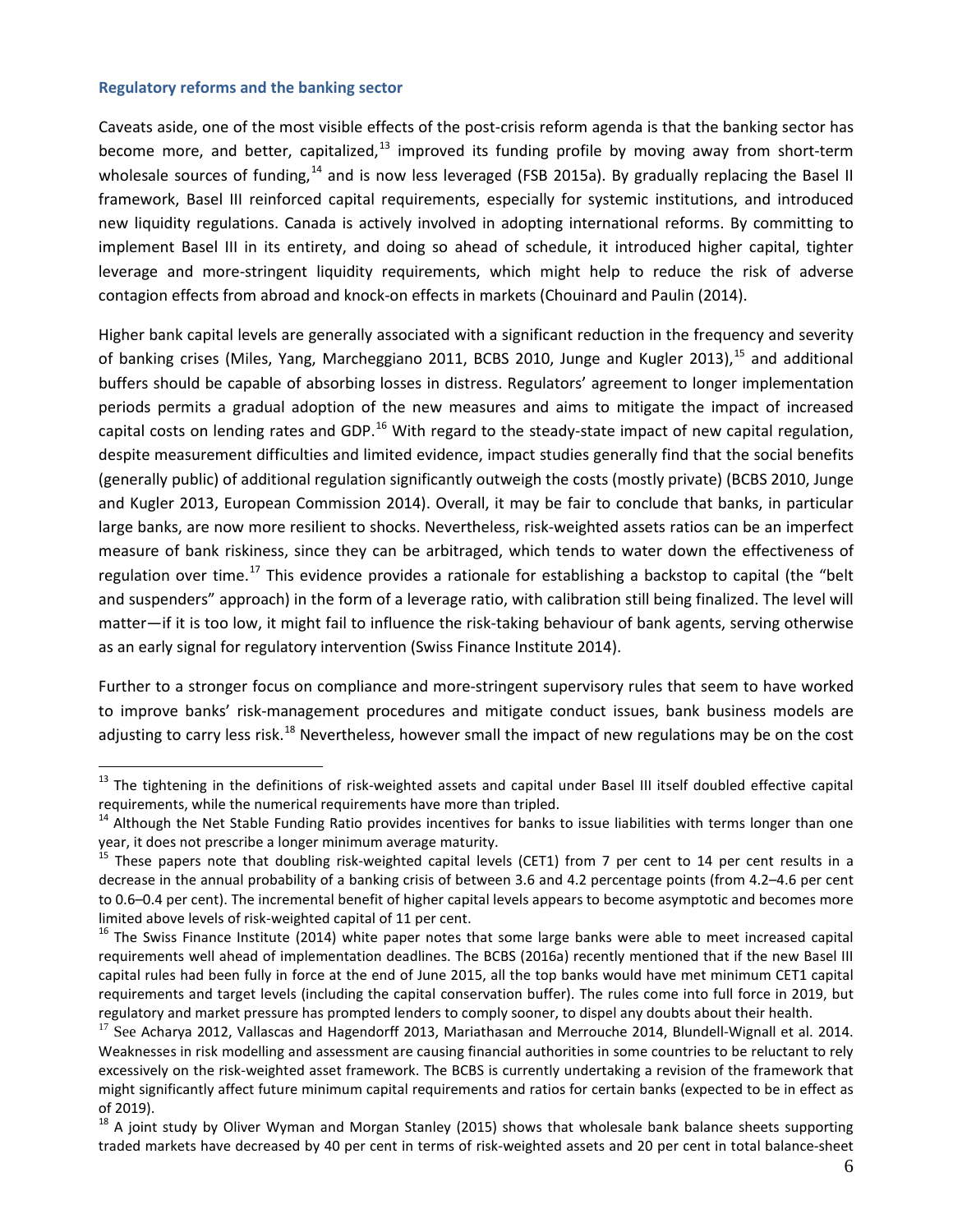### Regulatory reforms and the banking sector

Caveats aside, one of the most visible effects of the post-crisis reform agenda is that the banking sector has become more, and better, capitalized,[13] improved its funding profile by moving away from short-term wholesale sources of funding,[14] and is now less leveraged (FSB 2015a). By gradually replacing the Basel II framework, Basel III reinforced capital requirements, especially for systemic institutions, and introduced new liquidity regulations. Canada is actively involved in adopting international reforms. By committing to implement Basel III in its entirety, and doing so ahead of schedule, it introduced higher capital, tighter leverage and more-stringent liquidity requirements, which might help to reduce the risk of adverse contagion effects from abroad and knock-on effects in markets (Chouinard and Paulin (2014).

Higher bank capital levels are generally associated with a significant reduction in the frequency and severity of banking crises (Miles, Yang, Marcheggiano 2011, BCBS 2010, Junge and Kugler 2013),[15] and additional buffers should be capable of absorbing losses in distress. Regulators' agreement to longer implementation periods permits a gradual adoption of the new measures and aims to mitigate the impact of increased capital costs on lending rates and GDP.[16] With regard to the steady-state impact of new capital regulation, despite measurement difficulties and limited evidence, impact studies generally find that the social benefits (generally public) of additional regulation significantly outweigh the costs (mostly private) (BCBS 2010, Junge and Kugler 2013, European Commission 2014). Overall, it may be fair to conclude that banks, in particular large banks, are now more resilient to shocks. Nevertheless, risk-weighted assets ratios can be an imperfect measure of bank riskiness, since they can be arbitraged, which tends to water down the effectiveness of regulation over time.[17] This evidence provides a rationale for establishing a backstop to capital (the "belt and suspenders" approach) in the form of a leverage ratio, with calibration still being finalized. The level will matter—if it is too low, it might fail to influence the risk-taking behaviour of bank agents, serving otherwise as an early signal for regulatory intervention (Swiss Finance Institute 2014).

Further to a stronger focus on compliance and more-stringent supervisory rules that seem to have worked to improve banks' risk-management procedures and mitigate conduct issues, bank business models are adjusting to carry less risk.[18] Nevertheless, however small the impact of new regulations may be on the cost

---

[13] The tightening in the definitions of risk-weighted assets and capital under Basel III itself doubled effective capital requirements, while the numerical requirements have more than tripled.

[14] Although the Net Stable Funding Ratio provides incentives for banks to issue liabilities with terms longer than one year, it does not prescribe a longer minimum average maturity.

[15] These papers note that doubling risk-weighted capital levels (CET1) from 7 per cent to 14 per cent results in a decrease in the annual probability of a banking crisis of between 3.6 and 4.2 percentage points (from 4.2–4.6 per cent to 0.6–0.4 per cent). The incremental benefit of higher capital levels appears to become asymptotic and becomes more limited above levels of risk-weighted capital of 11 per cent.

[16] The Swiss Finance Institute (2014) white paper notes that some large banks were able to meet increased capital requirements well ahead of implementation deadlines. The BCBS (2016a) recently mentioned that if the new Basel III capital rules had been fully in force at the end of June 2015, all the top banks would have met minimum CET1 capital requirements and target levels (including the capital conservation buffer). The rules come into full force in 2019, but regulatory and market pressure has prompted lenders to comply sooner, to dispel any doubts about their health.

[17] See Acharya 2012, Vallascas and Hagendorff 2013, Mariathasan and Merrouche 2014, Blundell-Wignall et al. 2014. Weaknesses in risk modelling and assessment are causing financial authorities in some countries to be reluctant to rely excessively on the risk-weighted asset framework. The BCBS is currently undertaking a revision of the framework that might significantly affect future minimum capital requirements and ratios for certain banks (expected to be in effect as of 2019).

[18] A joint study by Oliver Wyman and Morgan Stanley (2015) shows that wholesale bank balance sheets supporting traded markets have decreased by 40 per cent in terms of risk-weighted assets and 20 per cent in total balance-sheet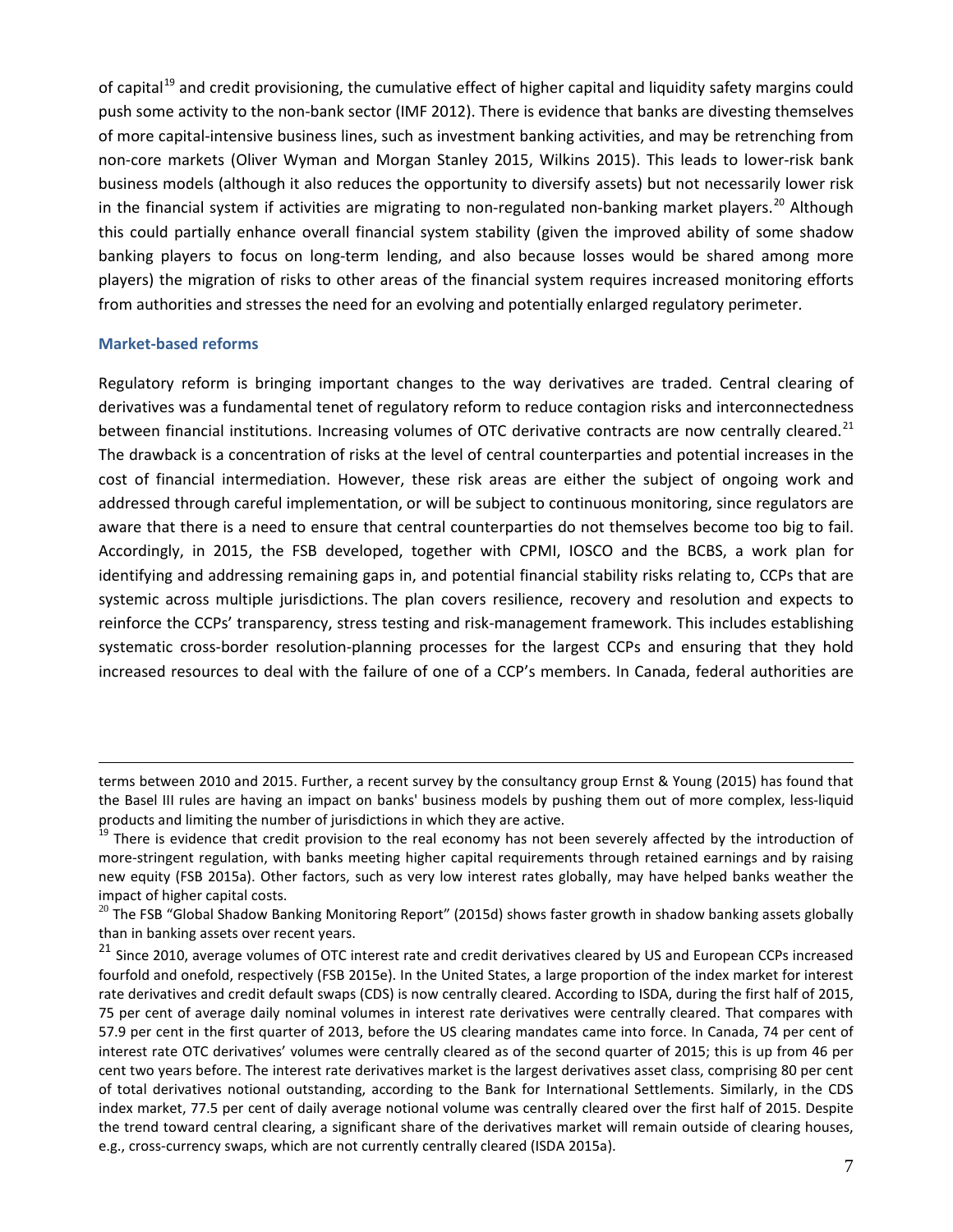of capital[19] and credit provisioning, the cumulative effect of higher capital and liquidity safety margins could push some activity to the non-bank sector (IMF 2012). There is evidence that banks are divesting themselves of more capital-intensive business lines, such as investment banking activities, and may be retrenching from non-core markets (Oliver Wyman and Morgan Stanley 2015, Wilkins 2015). This leads to lower-risk bank business models (although it also reduces the opportunity to diversify assets) but not necessarily lower risk in the financial system if activities are migrating to non-regulated non-banking market players.[20] Although this could partially enhance overall financial system stability (given the improved ability of some shadow banking players to focus on long-term lending, and also because losses would be shared among more players) the migration of risks to other areas of the financial system requires increased monitoring efforts from authorities and stresses the need for an evolving and potentially enlarged regulatory perimeter.

### Market-based reforms

Regulatory reform is bringing important changes to the way derivatives are traded. Central clearing of derivatives was a fundamental tenet of regulatory reform to reduce contagion risks and interconnectedness between financial institutions. Increasing volumes of OTC derivative contracts are now centrally cleared.[21] The drawback is a concentration of risks at the level of central counterparties and potential increases in the cost of financial intermediation. However, these risk areas are either the subject of ongoing work and addressed through careful implementation, or will be subject to continuous monitoring, since regulators are aware that there is a need to ensure that central counterparties do not themselves become too big to fail. Accordingly, in 2015, the FSB developed, together with CPMI, IOSCO and the BCBS, a work plan for identifying and addressing remaining gaps in, and potential financial stability risks relating to, CCPs that are systemic across multiple jurisdictions. The plan covers resilience, recovery and resolution and expects to reinforce the CCPs' transparency, stress testing and risk-management framework. This includes establishing systematic cross-border resolution-planning processes for the largest CCPs and ensuring that they hold increased resources to deal with the failure of one of a CCP's members. In Canada, federal authorities are

---

terms between 2010 and 2015. Further, a recent survey by the consultancy group Ernst & Young (2015) has found that the Basel III rules are having an impact on banks' business models by pushing them out of more complex, less-liquid products and limiting the number of jurisdictions in which they are active.

[19] There is evidence that credit provision to the real economy has not been severely affected by the introduction of more-stringent regulation, with banks meeting higher capital requirements through retained earnings and by raising new equity (FSB 2015a). Other factors, such as very low interest rates globally, may have helped banks weather the impact of higher capital costs.

[20] The FSB "Global Shadow Banking Monitoring Report" (2015d) shows faster growth in shadow banking assets globally than in banking assets over recent years.

[21] Since 2010, average volumes of OTC interest rate and credit derivatives cleared by US and European CCPs increased fourfold and onefold, respectively (FSB 2015e). In the United States, a large proportion of the index market for interest rate derivatives and credit default swaps (CDS) is now centrally cleared. According to ISDA, during the first half of 2015, 75 per cent of average daily nominal volumes in interest rate derivatives were centrally cleared. That compares with 57.9 per cent in the first quarter of 2013, before the US clearing mandates came into force. In Canada, 74 per cent of interest rate OTC derivatives' volumes were centrally cleared as of the second quarter of 2015; this is up from 46 per cent two years before. The interest rate derivatives market is the largest derivatives asset class, comprising 80 per cent of total derivatives notional outstanding, according to the Bank for International Settlements. Similarly, in the CDS index market, 77.5 per cent of daily average notional volume was centrally cleared over the first half of 2015. Despite the trend toward central clearing, a significant share of the derivatives market will remain outside of clearing houses, e.g., cross-currency swaps, which are not currently centrally cleared (ISDA 2015a).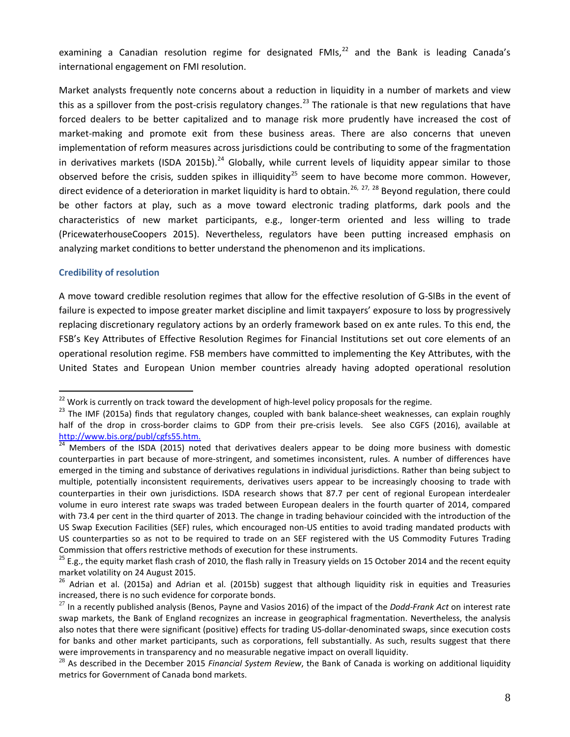examining a Canadian resolution regime for designated FMIs,[22] and the Bank is leading Canada's international engagement on FMI resolution.

Market analysts frequently note concerns about a reduction in liquidity in a number of markets and view this as a spillover from the post-crisis regulatory changes.[23] The rationale is that new regulations that have forced dealers to be better capitalized and to manage risk more prudently have increased the cost of market-making and promote exit from these business areas. There are also concerns that uneven implementation of reform measures across jurisdictions could be contributing to some of the fragmentation in derivatives markets (ISDA 2015b).[24] Globally, while current levels of liquidity appear similar to those observed before the crisis, sudden spikes in illiquidity[25] seem to have become more common. However, direct evidence of a deterioration in market liquidity is hard to obtain.[26, 27, 28] Beyond regulation, there could be other factors at play, such as a move toward electronic trading platforms, dark pools and the characteristics of new market participants, e.g., longer-term oriented and less willing to trade (PricewaterhouseCoopers 2015). Nevertheless, regulators have been putting increased emphasis on analyzing market conditions to better understand the phenomenon and its implications.

### Credibility of resolution

A move toward credible resolution regimes that allow for the effective resolution of G-SIBs in the event of failure is expected to impose greater market discipline and limit taxpayers' exposure to loss by progressively replacing discretionary regulatory actions by an orderly framework based on ex ante rules. To this end, the FSB's Key Attributes of Effective Resolution Regimes for Financial Institutions set out core elements of an operational resolution regime. FSB members have committed to implementing the Key Attributes, with the United States and European Union member countries already having adopted operational resolution

---

[22] Work is currently on track toward the development of high-level policy proposals for the regime.

[23] The IMF (2015a) finds that regulatory changes, coupled with bank balance-sheet weaknesses, can explain roughly half of the drop in cross-border claims to GDP from their pre-crisis levels. See also CGFS (2016), available at http://www.bis.org/publ/cgfs55.htm.

[24] Members of the ISDA (2015) noted that derivatives dealers appear to be doing more business with domestic counterparties in part because of more-stringent, and sometimes inconsistent, rules. A number of differences have emerged in the timing and substance of derivatives regulations in individual jurisdictions. Rather than being subject to multiple, potentially inconsistent requirements, derivatives users appear to be increasingly choosing to trade with counterparties in their own jurisdictions. ISDA research shows that 87.7 per cent of regional European interdealer volume in euro interest rate swaps was traded between European dealers in the fourth quarter of 2014, compared with 73.4 per cent in the third quarter of 2013. The change in trading behaviour coincided with the introduction of the US Swap Execution Facilities (SEF) rules, which encouraged non-US entities to avoid trading mandated products with US counterparties so as not to be required to trade on an SEF registered with the US Commodity Futures Trading Commission that offers restrictive methods of execution for these instruments.

[25] E.g., the equity market flash crash of 2010, the flash rally in Treasury yields on 15 October 2014 and the recent equity market volatility on 24 August 2015.

[26] Adrian et al. (2015a) and Adrian et al. (2015b) suggest that although liquidity risk in equities and Treasuries increased, there is no such evidence for corporate bonds.

[27] In a recently published analysis (Benos, Payne and Vasios 2016) of the impact of the *Dodd-Frank Act* on interest rate swap markets, the Bank of England recognizes an increase in geographical fragmentation. Nevertheless, the analysis also notes that there were significant (positive) effects for trading US-dollar-denominated swaps, since execution costs for banks and other market participants, such as corporations, fell substantially. As such, results suggest that there were improvements in transparency and no measurable negative impact on overall liquidity.

[28] As described in the December 2015 *Financial System Review*, the Bank of Canada is working on additional liquidity metrics for Government of Canada bond markets.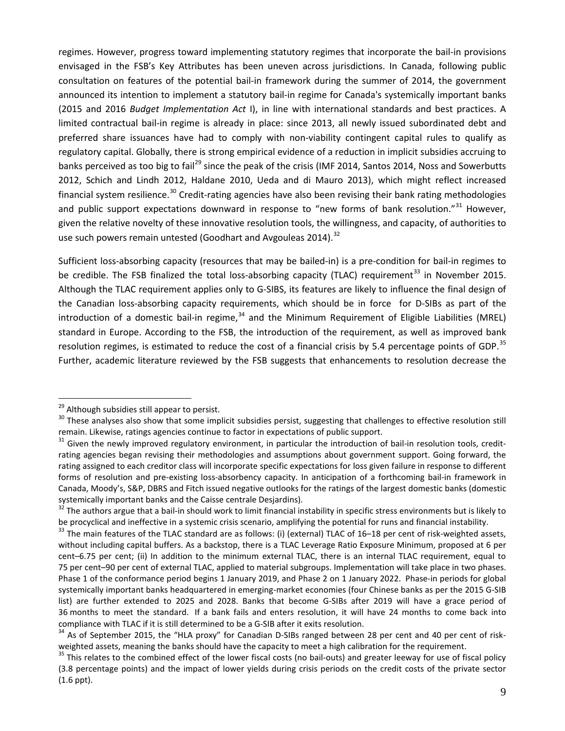regimes. However, progress toward implementing statutory regimes that incorporate the bail-in provisions envisaged in the FSB's Key Attributes has been uneven across jurisdictions. In Canada, following public consultation on features of the potential bail-in framework during the summer of 2014, the government announced its intention to implement a statutory bail-in regime for Canada's systemically important banks (2015 and 2016 *Budget Implementation Act* I), in line with international standards and best practices. A limited contractual bail-in regime is already in place: since 2013, all newly issued subordinated debt and preferred share issuances have had to comply with non-viability contingent capital rules to qualify as regulatory capital. Globally, there is strong empirical evidence of a reduction in implicit subsidies accruing to banks perceived as too big to fail[29] since the peak of the crisis (IMF 2014, Santos 2014, Noss and Sowerbutts 2012, Schich and Lindh 2012, Haldane 2010, Ueda and di Mauro 2013), which might reflect increased financial system resilience.[30] Credit-rating agencies have also been revising their bank rating methodologies and public support expectations downward in response to "new forms of bank resolution."[31] However, given the relative novelty of these innovative resolution tools, the willingness, and capacity, of authorities to use such powers remain untested (Goodhart and Avgouleas 2014).[32]

Sufficient loss-absorbing capacity (resources that may be bailed-in) is a pre-condition for bail-in regimes to be credible. The FSB finalized the total loss-absorbing capacity (TLAC) requirement[33] in November 2015. Although the TLAC requirement applies only to G-SIBS, its features are likely to influence the final design of the Canadian loss-absorbing capacity requirements, which should be in force for D-SIBs as part of the introduction of a domestic bail-in regime,[34] and the Minimum Requirement of Eligible Liabilities (MREL) standard in Europe. According to the FSB, the introduction of the requirement, as well as improved bank resolution regimes, is estimated to reduce the cost of a financial crisis by 5.4 percentage points of GDP.[35] Further, academic literature reviewed by the FSB suggests that enhancements to resolution decrease the

---

[29] Although subsidies still appear to persist.

[30] These analyses also show that some implicit subsidies persist, suggesting that challenges to effective resolution still remain. Likewise, ratings agencies continue to factor in expectations of public support.

[31] Given the newly improved regulatory environment, in particular the introduction of bail-in resolution tools, credit-rating agencies began revising their methodologies and assumptions about government support. Going forward, the rating assigned to each creditor class will incorporate specific expectations for loss given failure in response to different forms of resolution and pre-existing loss-absorbency capacity. In anticipation of a forthcoming bail-in framework in Canada, Moody's, S&P, DBRS and Fitch issued negative outlooks for the ratings of the largest domestic banks (domestic systemically important banks and the Caisse centrale Desjardins).

[32] The authors argue that a bail-in should work to limit financial instability in specific stress environments but is likely to be procyclical and ineffective in a systemic crisis scenario, amplifying the potential for runs and financial instability.

[33] The main features of the TLAC standard are as follows: (i) (external) TLAC of 16–18 per cent of risk-weighted assets, without including capital buffers. As a backstop, there is a TLAC Leverage Ratio Exposure Minimum, proposed at 6 per cent–6.75 per cent; (ii) In addition to the minimum external TLAC, there is an internal TLAC requirement, equal to 75 per cent–90 per cent of external TLAC, applied to material subgroups. Implementation will take place in two phases. Phase 1 of the conformance period begins 1 January 2019, and Phase 2 on 1 January 2022. Phase-in periods for global systemically important banks headquartered in emerging-market economies (four Chinese banks as per the 2015 G-SIB list) are further extended to 2025 and 2028. Banks that become G-SIBs after 2019 will have a grace period of 36 months to meet the standard. If a bank fails and enters resolution, it will have 24 months to come back into compliance with TLAC if it is still determined to be a G-SIB after it exits resolution.

[34] As of September 2015, the "HLA proxy" for Canadian D-SIBs ranged between 28 per cent and 40 per cent of risk-weighted assets, meaning the banks should have the capacity to meet a high calibration for the requirement.

[35] This relates to the combined effect of the lower fiscal costs (no bail-outs) and greater leeway for use of fiscal policy (3.8 percentage points) and the impact of lower yields during crisis periods on the credit costs of the private sector (1.6 ppt).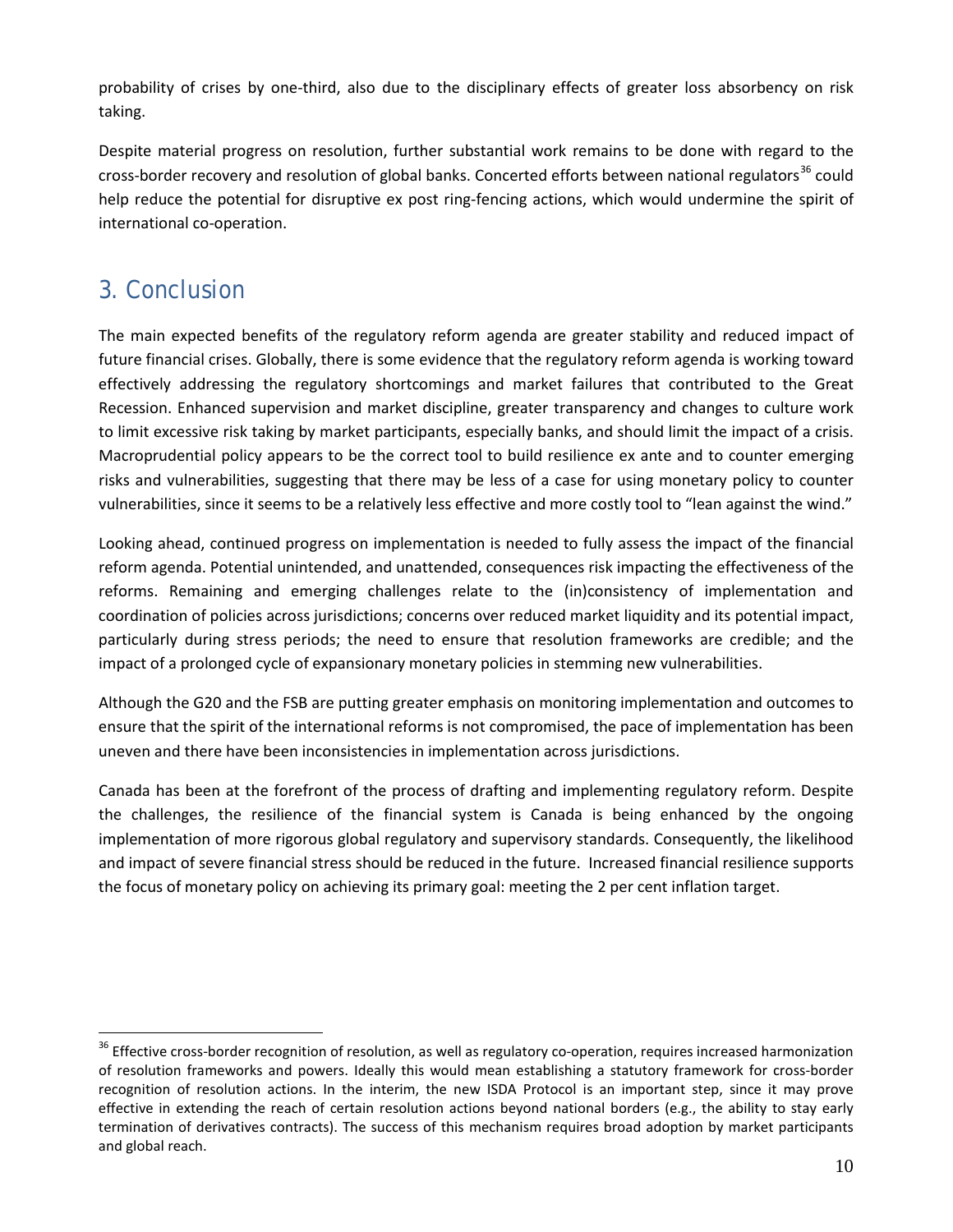probability of crises by one-third, also due to the disciplinary effects of greater loss absorbency on risk taking.

Despite material progress on resolution, further substantial work remains to be done with regard to the cross-border recovery and resolution of global banks. Concerted efforts between national regulators[36] could help reduce the potential for disruptive ex post ring-fencing actions, which would undermine the spirit of international co-operation.

## 3. Conclusion

The main expected benefits of the regulatory reform agenda are greater stability and reduced impact of future financial crises. Globally, there is some evidence that the regulatory reform agenda is working toward effectively addressing the regulatory shortcomings and market failures that contributed to the Great Recession. Enhanced supervision and market discipline, greater transparency and changes to culture work to limit excessive risk taking by market participants, especially banks, and should limit the impact of a crisis. Macroprudential policy appears to be the correct tool to build resilience ex ante and to counter emerging risks and vulnerabilities, suggesting that there may be less of a case for using monetary policy to counter vulnerabilities, since it seems to be a relatively less effective and more costly tool to "lean against the wind."

Looking ahead, continued progress on implementation is needed to fully assess the impact of the financial reform agenda. Potential unintended, and unattended, consequences risk impacting the effectiveness of the reforms. Remaining and emerging challenges relate to the (in)consistency of implementation and coordination of policies across jurisdictions; concerns over reduced market liquidity and its potential impact, particularly during stress periods; the need to ensure that resolution frameworks are credible; and the impact of a prolonged cycle of expansionary monetary policies in stemming new vulnerabilities.

Although the G20 and the FSB are putting greater emphasis on monitoring implementation and outcomes to ensure that the spirit of the international reforms is not compromised, the pace of implementation has been uneven and there have been inconsistencies in implementation across jurisdictions.

Canada has been at the forefront of the process of drafting and implementing regulatory reform. Despite the challenges, the resilience of the financial system is Canada is being enhanced by the ongoing implementation of more rigorous global regulatory and supervisory standards. Consequently, the likelihood and impact of severe financial stress should be reduced in the future. Increased financial resilience supports the focus of monetary policy on achieving its primary goal: meeting the 2 per cent inflation target.

---

[36] Effective cross-border recognition of resolution, as well as regulatory co-operation, requires increased harmonization of resolution frameworks and powers. Ideally this would mean establishing a statutory framework for cross-border recognition of resolution actions. In the interim, the new ISDA Protocol is an important step, since it may prove effective in extending the reach of certain resolution actions beyond national borders (e.g., the ability to stay early termination of derivatives contracts). The success of this mechanism requires broad adoption by market participants and global reach.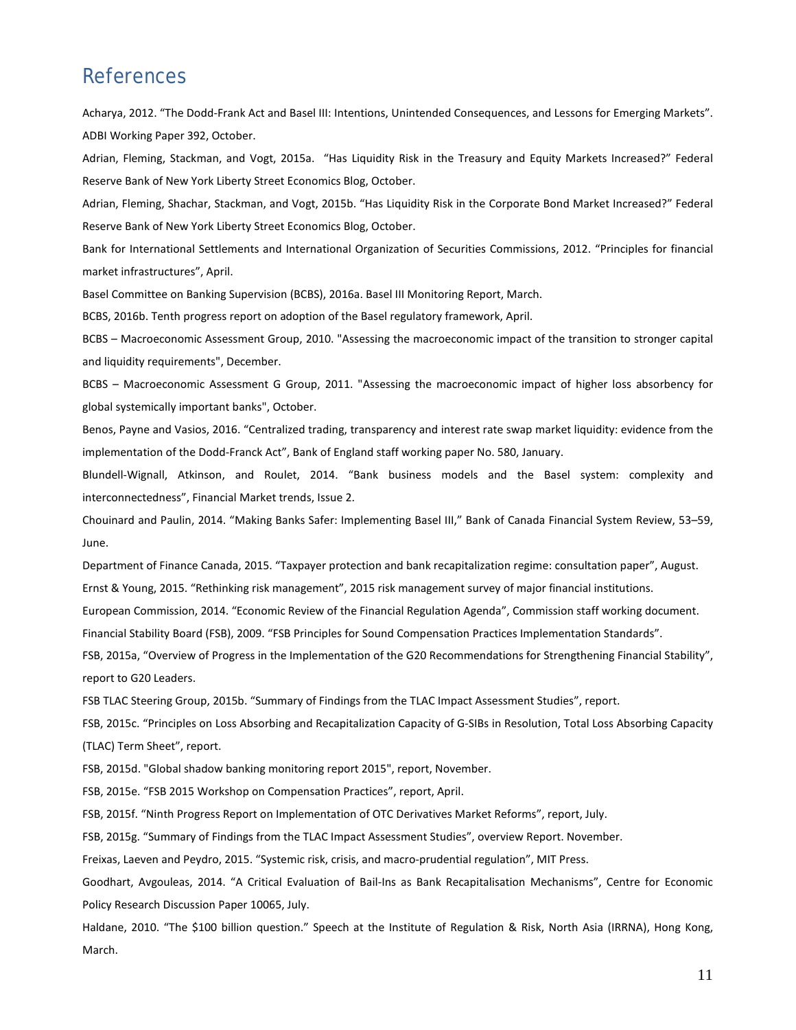# References

Acharya, 2012. “The Dodd-Frank Act and Basel III: Intentions, Unintended Consequences, and Lessons for Emerging Markets”. ADBI Working Paper 392, October.

Adrian, Fleming, Stackman, and Vogt, 2015a. “Has Liquidity Risk in the Treasury and Equity Markets Increased?” Federal Reserve Bank of New York Liberty Street Economics Blog, October.

Adrian, Fleming, Shachar, Stackman, and Vogt, 2015b. “Has Liquidity Risk in the Corporate Bond Market Increased?” Federal Reserve Bank of New York Liberty Street Economics Blog, October.

Bank for International Settlements and International Organization of Securities Commissions, 2012. “Principles for financial market infrastructures”, April.

Basel Committee on Banking Supervision (BCBS), 2016a. Basel III Monitoring Report, March.

BCBS, 2016b. Tenth progress report on adoption of the Basel regulatory framework, April.

BCBS – Macroeconomic Assessment Group, 2010. "Assessing the macroeconomic impact of the transition to stronger capital and liquidity requirements", December.

BCBS – Macroeconomic Assessment G Group, 2011. "Assessing the macroeconomic impact of higher loss absorbency for global systemically important banks", October.

Benos, Payne and Vasios, 2016. “Centralized trading, transparency and interest rate swap market liquidity: evidence from the implementation of the Dodd-Franck Act”, Bank of England staff working paper No. 580, January.

Blundell-Wignall, Atkinson, and Roulet, 2014. “Bank business models and the Basel system: complexity and interconnectedness”, Financial Market trends, Issue 2.

Chouinard and Paulin, 2014. “Making Banks Safer: Implementing Basel III,” Bank of Canada Financial System Review, 53–59, June.

Department of Finance Canada, 2015. “Taxpayer protection and bank recapitalization regime: consultation paper”, August.

Ernst & Young, 2015. “Rethinking risk management”, 2015 risk management survey of major financial institutions.

European Commission, 2014. “Economic Review of the Financial Regulation Agenda”, Commission staff working document.

Financial Stability Board (FSB), 2009. “FSB Principles for Sound Compensation Practices Implementation Standards”.

FSB, 2015a, “Overview of Progress in the Implementation of the G20 Recommendations for Strengthening Financial Stability”, report to G20 Leaders.

FSB TLAC Steering Group, 2015b. “Summary of Findings from the TLAC Impact Assessment Studies”, report.

FSB, 2015c. “Principles on Loss Absorbing and Recapitalization Capacity of G-SIBs in Resolution, Total Loss Absorbing Capacity (TLAC) Term Sheet”, report.

FSB, 2015d. "Global shadow banking monitoring report 2015", report, November.

FSB, 2015e. “FSB 2015 Workshop on Compensation Practices”, report, April.

FSB, 2015f. “Ninth Progress Report on Implementation of OTC Derivatives Market Reforms”, report, July.

FSB, 2015g. “Summary of Findings from the TLAC Impact Assessment Studies”, overview Report. November.

Freixas, Laeven and Peydro, 2015. “Systemic risk, crisis, and macro-prudential regulation”, MIT Press.

Goodhart, Avgouleas, 2014. “A Critical Evaluation of Bail-Ins as Bank Recapitalisation Mechanisms”, Centre for Economic Policy Research Discussion Paper 10065, July.

Haldane, 2010. “The $100 billion question.” Speech at the Institute of Regulation & Risk, North Asia (IRRNA), Hong Kong, March.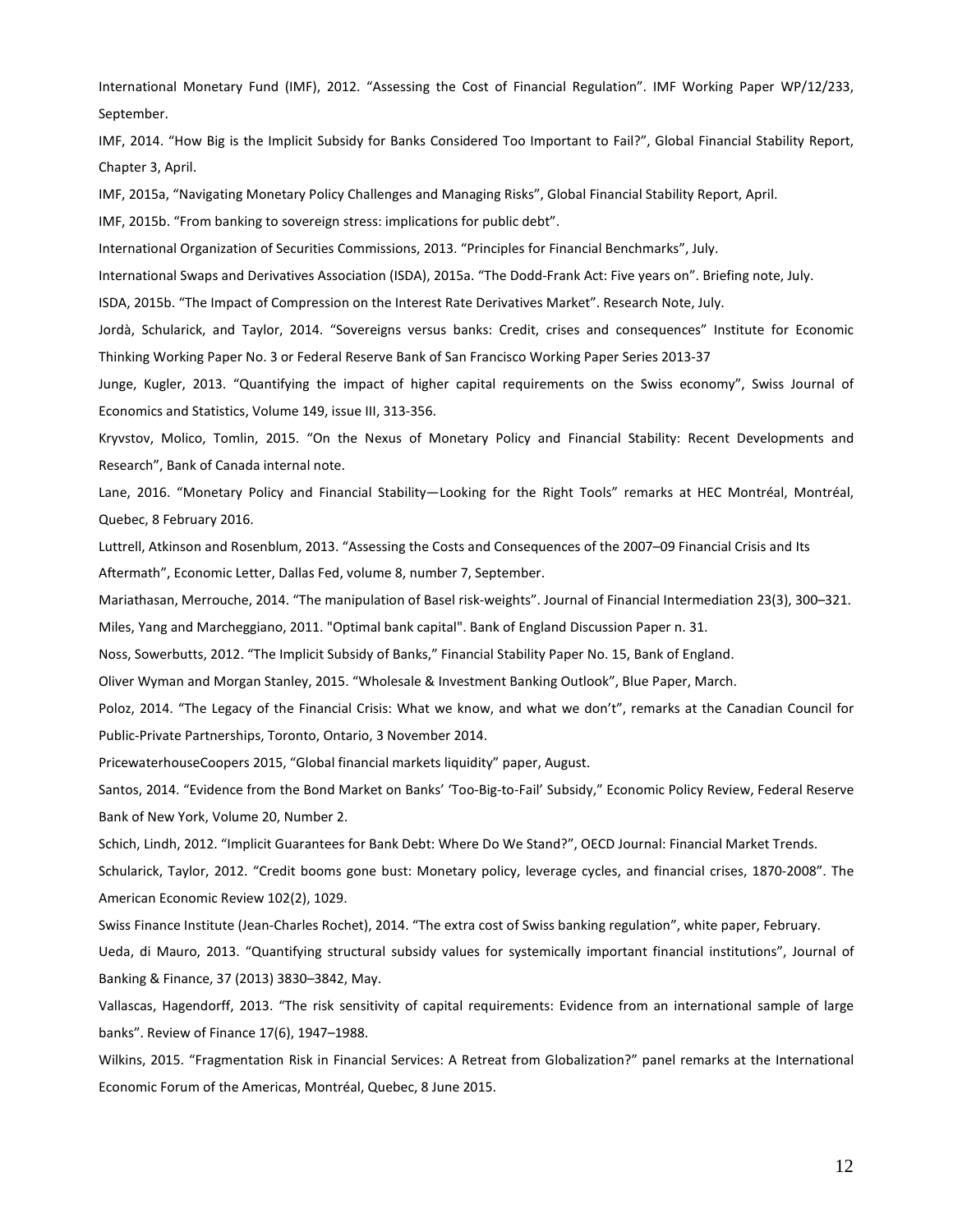International Monetary Fund (IMF), 2012. "Assessing the Cost of Financial Regulation". IMF Working Paper WP/12/233, September.

IMF, 2014. "How Big is the Implicit Subsidy for Banks Considered Too Important to Fail?", Global Financial Stability Report, Chapter 3, April.

IMF, 2015a, "Navigating Monetary Policy Challenges and Managing Risks", Global Financial Stability Report, April.

IMF, 2015b. "From banking to sovereign stress: implications for public debt".

International Organization of Securities Commissions, 2013. "Principles for Financial Benchmarks", July.

International Swaps and Derivatives Association (ISDA), 2015a. "The Dodd-Frank Act: Five years on". Briefing note, July.

ISDA, 2015b. "The Impact of Compression on the Interest Rate Derivatives Market". Research Note, July.

Jordà, Schularick, and Taylor, 2014. "Sovereigns versus banks: Credit, crises and consequences" Institute for Economic Thinking Working Paper No. 3 or Federal Reserve Bank of San Francisco Working Paper Series 2013-37

Junge, Kugler, 2013. "Quantifying the impact of higher capital requirements on the Swiss economy", Swiss Journal of Economics and Statistics, Volume 149, issue III, 313-356.

Kryvstov, Molico, Tomlin, 2015. "On the Nexus of Monetary Policy and Financial Stability: Recent Developments and Research", Bank of Canada internal note.

Lane, 2016. "Monetary Policy and Financial Stability—Looking for the Right Tools" remarks at HEC Montréal, Montréal, Quebec, 8 February 2016.

Luttrell, Atkinson and Rosenblum, 2013. "Assessing the Costs and Consequences of the 2007–09 Financial Crisis and Its Aftermath", Economic Letter, Dallas Fed, volume 8, number 7, September.

Mariathasan, Merrouche, 2014. "The manipulation of Basel risk-weights". Journal of Financial Intermediation 23(3), 300–321.

Miles, Yang and Marcheggiano, 2011. "Optimal bank capital". Bank of England Discussion Paper n. 31.

Noss, Sowerbutts, 2012. "The Implicit Subsidy of Banks," Financial Stability Paper No. 15, Bank of England.

Oliver Wyman and Morgan Stanley, 2015. "Wholesale & Investment Banking Outlook", Blue Paper, March.

Poloz, 2014. "The Legacy of the Financial Crisis: What we know, and what we don't", remarks at the Canadian Council for Public-Private Partnerships, Toronto, Ontario, 3 November 2014.

PricewaterhouseCoopers 2015, "Global financial markets liquidity" paper, August.

Santos, 2014. "Evidence from the Bond Market on Banks' 'Too-Big-to-Fail' Subsidy," Economic Policy Review, Federal Reserve Bank of New York, Volume 20, Number 2.

Schich, Lindh, 2012. "Implicit Guarantees for Bank Debt: Where Do We Stand?", OECD Journal: Financial Market Trends.

Schularick, Taylor, 2012. "Credit booms gone bust: Monetary policy, leverage cycles, and financial crises, 1870-2008". The American Economic Review 102(2), 1029.

Swiss Finance Institute (Jean-Charles Rochet), 2014. "The extra cost of Swiss banking regulation", white paper, February.

Ueda, di Mauro, 2013. "Quantifying structural subsidy values for systemically important financial institutions", Journal of Banking & Finance, 37 (2013) 3830–3842, May.

Vallascas, Hagendorff, 2013. "The risk sensitivity of capital requirements: Evidence from an international sample of large banks". Review of Finance 17(6), 1947–1988.

Wilkins, 2015. "Fragmentation Risk in Financial Services: A Retreat from Globalization?" panel remarks at the International Economic Forum of the Americas, Montréal, Quebec, 8 June 2015.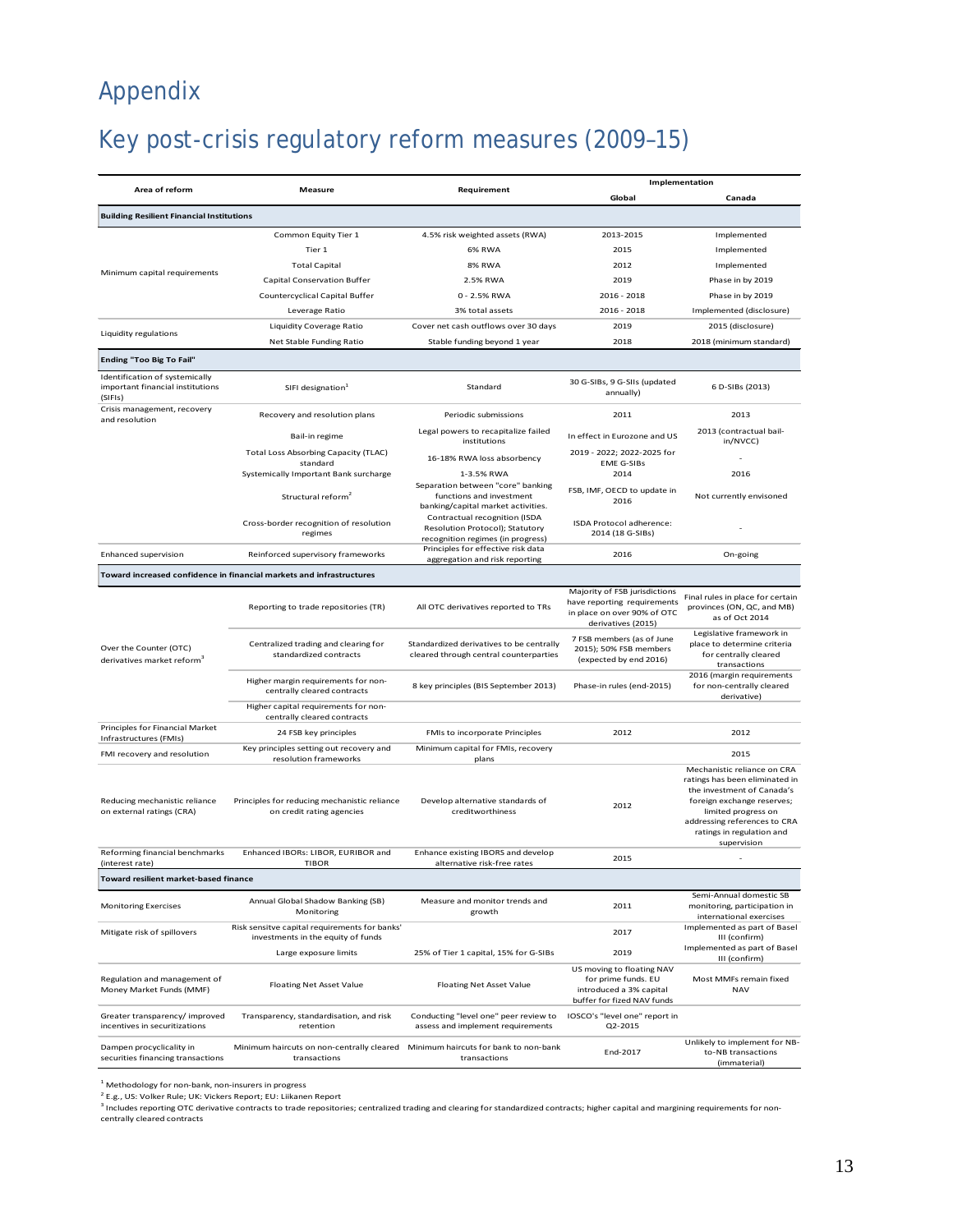# Appendix

## Key post-crisis regulatory reform measures (2009–15)

| Area of reform | Measure | Requirement | Implementation | |
|---|---|---|---|---|
| | | | Global | Canada |
| **Building Resilient Financial Institutions** | | | | |
| Minimum capital requirements | Common Equity Tier 1 | 4.5% risk weighted assets (RWA) | 2013-2015 | Implemented |
| | Tier 1 | 6% RWA | 2015 | Implemented |
| | Total Capital | 8% RWA | 2012 | Implemented |
| | Capital Conservation Buffer | 2.5% RWA | 2019 | Phase in by 2019 |
| | Countercyclical Capital Buffer | 0 - 2.5% RWA | 2016 - 2018 | Phase in by 2019 |
| | Leverage Ratio | 3% total assets | 2016 - 2018 | Implemented (disclosure) |
| Liquidity regulations | Liquidity Coverage Ratio | Cover net cash outflows over 30 days | 2019 | 2015 (disclosure) |
| | Net Stable Funding Ratio | Stable funding beyond 1 year | 2018 | 2018 (minimum standard) |
| **Ending "Too Big To Fail"** | | | | |
| Identification of systemically important financial institutions (SIFIs) | SIFI designation[1] | Standard | 30 G-SIBs, 9 G-SIIs (updated annually) | 6 D-SIBs (2013) |
| Crisis management, recovery and resolution | Recovery and resolution plans | Periodic submissions | 2011 | 2013 |
| | Bail-in regime | Legal powers to recapitalize failed institutions | In effect in Eurozone and US | 2013 (contractual bail-in/NVCC) |
| | Total Loss Absorbing Capacity (TLAC) standard | 16-18% RWA loss absorbency | 2019 - 2022; 2022-2025 for EME G-SIBs | - |
| | Systemically Important Bank surcharge | 1-3.5% RWA | 2014 | 2016 |
| | Structural reform[2] | Separation between "core" banking functions and investment banking/capital market activities. | FSB, IMF, OECD to update in 2016 | Not currently envisoned |
| | Cross-border recognition of resolution regimes | Contractual recognition (ISDA Resolution Protocol); Statutory recognition regimes (in progress) | ISDA Protocol adherence: 2014 (18 G-SIBs) | - |
| Enhanced supervision | Reinforced supervisory frameworks | Principles for effective risk data aggregation and risk reporting | 2016 | On-going |
| **Toward increased confidence in financial markets and infrastructures** | | | | |
| Over the Counter (OTC) derivatives market reform[3] | Reporting to trade repositories (TR) | All OTC derivatives reported to TRs | Majority of FSB jurisdictions have reporting requirements in place on over 90% of OTC derivatives (2015) | Final rules in place for certain provinces (ON, QC, and MB) as of Oct 2014 |
| | Centralized trading and clearing for standardized contracts | Standardized derivatives to be centrally cleared through central counterparties | 7 FSB members (as of June 2015); 50% FSB members (expected by end 2016) | Legislative framework in place to determine criteria for centrally cleared transactions |
| | Higher margin requirements for non-centrally cleared contracts | 8 key principles (BIS September 2013) | Phase-in rules (end-2015) | 2016 (margin requirements for non-centrally cleared derivative) |
| | Higher capital requirements for non-centrally cleared contracts | | | |
| Principles for Financial Market Infrastructures (FMIs) | 24 FSB key principles | FMIs to incorporate Principles | 2012 | 2012 |
| FMI recovery and resolution | Key principles setting out recovery and resolution frameworks | Minimum capital for FMIs, recovery plans | | 2015 |
| Reducing mechanistic reliance on external ratings (CRA) | Principles for reducing mechanistic reliance on credit rating agencies | Develop alternative standards of creditworthiness | 2012 | Mechanistic reliance on CRA ratings has been eliminated in the investment of Canada's foreign exchange reserves; limited progress on addressing references to CRA ratings in regulation and supervision |
| Reforming financial benchmarks (interest rate) | Enhanced IBORs: LIBOR, EURIBOR and TIBOR | Enhance existing IBORS and develop alternative risk-free rates | 2015 | - |
| **Toward resilient market-based finance** | | | | |
| Monitoring Exercises | Annual Global Shadow Banking (SB) Monitoring | Measure and monitor trends and growth | 2011 | Semi-Annual domestic SB monitoring, participation in international exercises |
| Mitigate risk of spillovers | Risk sensitve capital requirements for banks' investments in the equity of funds | | 2017 | Implemented as part of Basel III (confirm) |
| | Large exposure limits | 25% of Tier 1 capital, 15% for G-SIBs | 2019 | Implemented as part of Basel III (confirm) |
| Regulation and management of Money Market Funds (MMF) | Floating Net Asset Value | Floating Net Asset Value | US moving to floating NAV for prime funds. EU introduced a 3% capital buffer for fized NAV funds | Most MMFs remain fixed NAV |
| Greater transparency/ improved incentives in securitizations | Transparency, standardisation, and risk retention | Conducting "level one" peer review to assess and implement requirements | IOSCO's "level one" report in Q2-2015 | |
| Dampen procyclicality in securities financing transactions | Minimum haircuts on non-centrally cleared transactions | Minimum haircuts for bank to non-bank transactions | End-2017 | Unlikely to implement for NB-to-NB transactions (immaterial) |

[1] Methodology for non-bank, non-insurers in progress
[2] E.g., US: Volker Rule; UK: Vickers Report; EU: Liikanen Report
[3] Includes reporting OTC derivative contracts to trade repositories; centralized trading and clearing for standardized contracts; higher capital and margining requirements for non-centrally cleared contracts